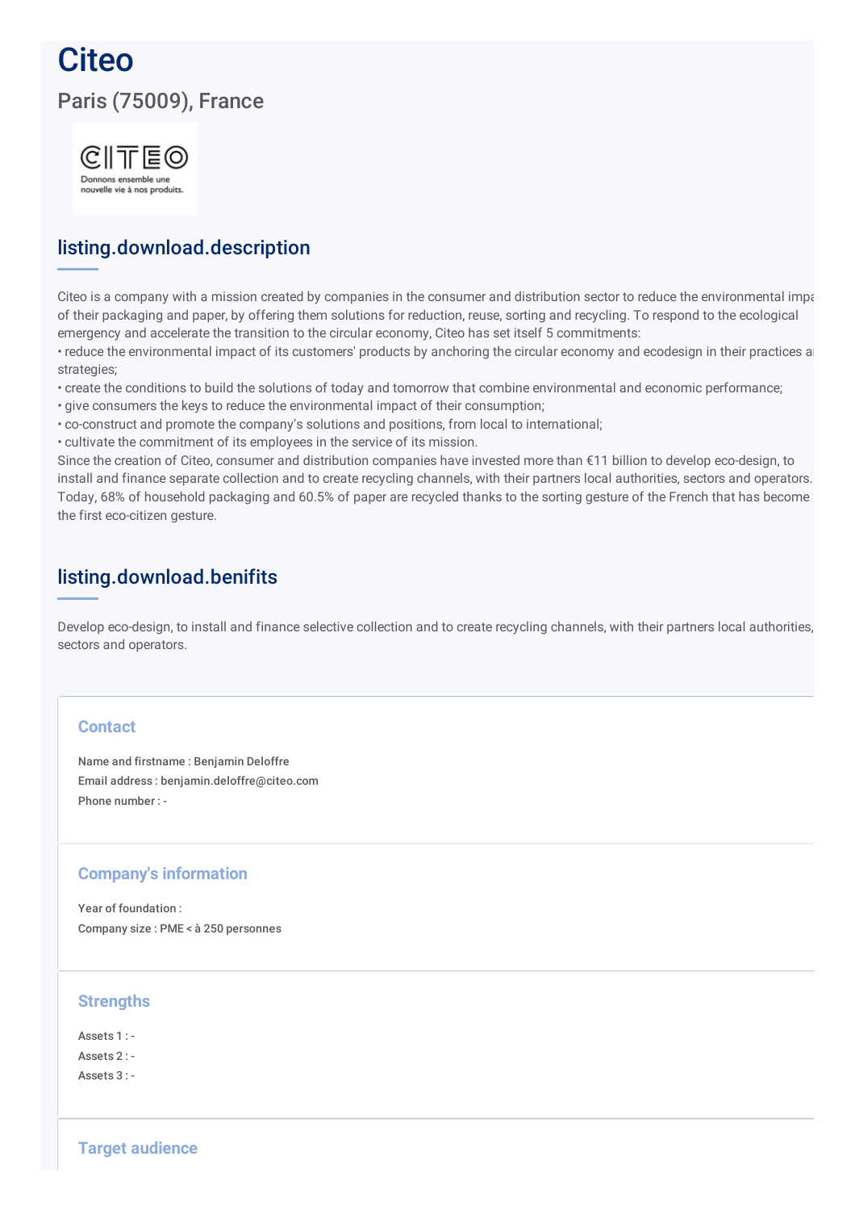# Citeo

## Paris (75009), France

## listing.download.description

Citeo is a company with a mission created by companies in the consumer and distribution sector to reduce the environmental impa of their packaging and paper, by offering them solutions for reduction, reuse, sorting and recycling. To respond to the ecological emergency and accelerate the transition to the circular economy, Citeo has set itself 5 commitments:

- reduce the environmental impact of its customers' products by anchoring the circular economy and ecodesign in their practices a strategies;
- create the conditions to build the solutions of today and tomorrow that combine environmental and economic performance;
- give consumers the keys to reduce the environmental impact of their consumption;
- co-construct and promote the company's solutions and positions, from local to international;
- cultivate the commitment of its employees in the service of its mission.

Since the creation of Citeo, consumer and distribution companies have invested more than €11 billion to develop eco-design, to install and finance separate collection and to create recycling channels, with their partners local authorities, sectors and operators. Today, 68% of household packaging and 60.5% of paper are recycled thanks to the sorting gesture of the French that has become the first eco-citizen gesture.

## listing.download.benifits

Develop eco-design, to install and finance selective collection and to create recycling channels, with their partners local authorities, sectors and operators.

### Contact

Name and firstname : Benjamin Deloffre
Email address : benjamin.deloffre@citeo.com
Phone number : -

### Company's information

Year of foundation :
Company size : PME < à 250 personnes

### Strengths

Assets 1 : -
Assets 2 : -
Assets 3 : -

### Target audience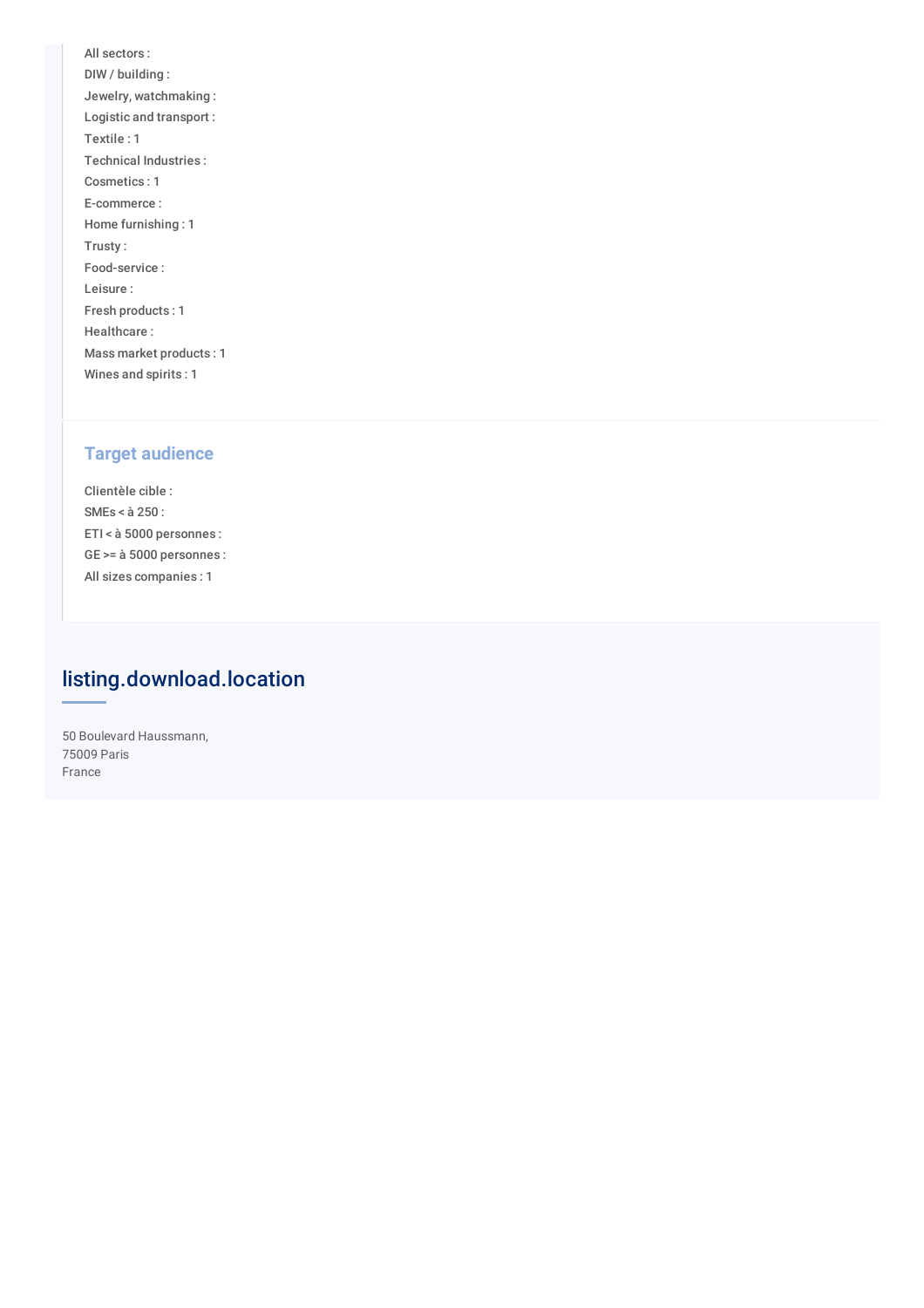All sectors :
DIW / building :
Jewelry, watchmaking :
Logistic and transport :
Textile : 1
Technical Industries :
Cosmetics : 1
E-commerce :
Home furnishing : 1
Trusty :
Food-service :
Leisure :
Fresh products : 1
Healthcare :
Mass market products : 1
Wines and spirits : 1

### Target audience

Clientèle cible :
SMEs < à 250 :
ETI < à 5000 personnes :
GE >= à 5000 personnes :
All sizes companies : 1

## listing.download.location

50 Boulevard Haussmann,
75009 Paris
France